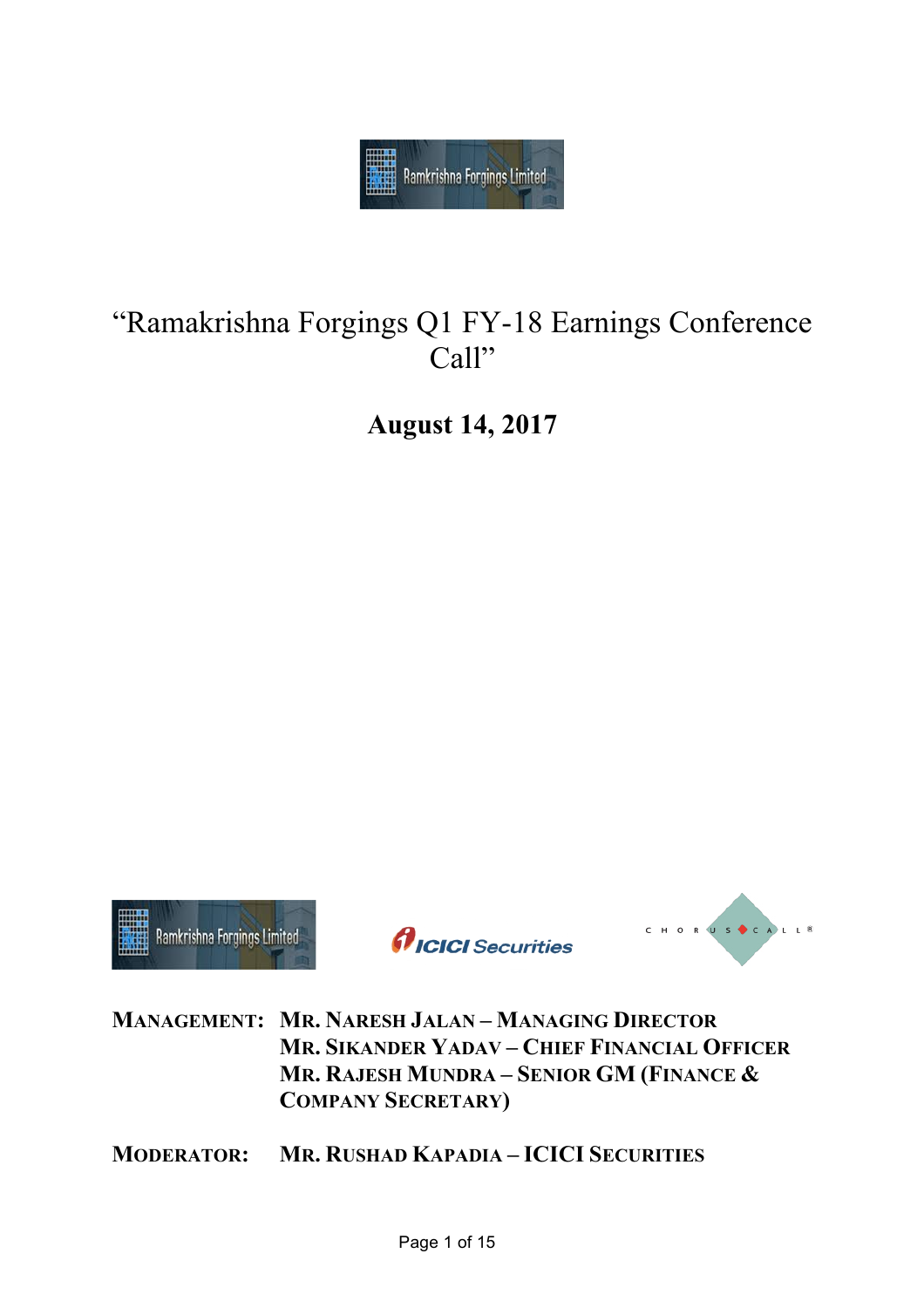# "Ramakrishna Forgings Q1 FY-18 Earnings Conference Call"

## August 14, 2017

**MANAGEMENT:** **MR. NARESH JALAN – MANAGING DIRECTOR**
**MR. SIKANDER YADAV – CHIEF FINANCIAL OFFICER**
**MR. RAJESH MUNDRA – SENIOR GM (FINANCE & COMPANY SECRETARY)**

**MODERATOR:** **MR. RUSHAD KAPADIA – ICICI SECURITIES**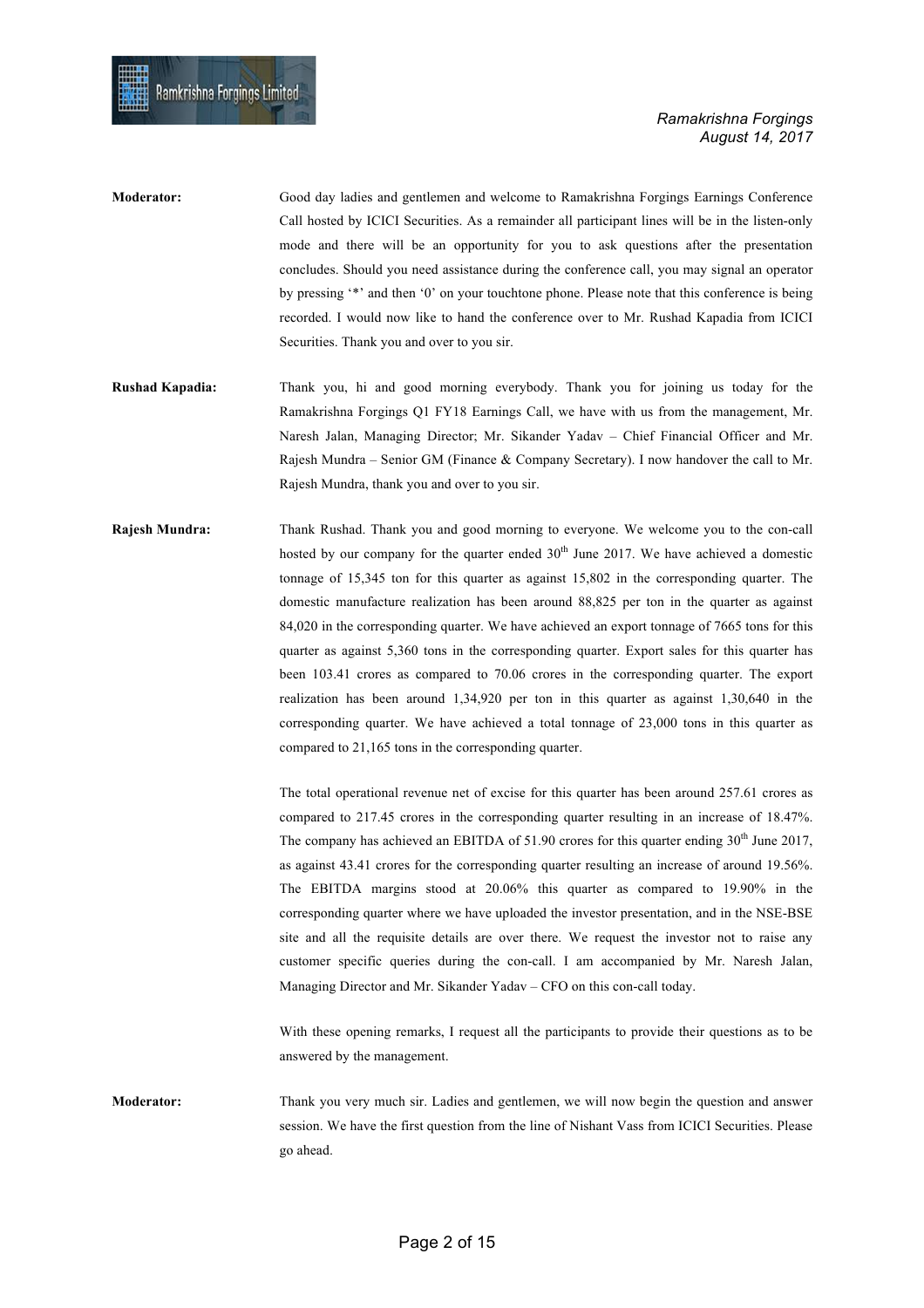**Moderator:** Good day ladies and gentlemen and welcome to Ramakrishna Forgings Earnings Conference Call hosted by ICICI Securities. As a remainder all participant lines will be in the listen-only mode and there will be an opportunity for you to ask questions after the presentation concludes. Should you need assistance during the conference call, you may signal an operator by pressing '*' and then '0' on your touchtone phone. Please note that this conference is being recorded. I would now like to hand the conference over to Mr. Rushad Kapadia from ICICI Securities. Thank you and over to you sir.

**Rushad Kapadia:** Thank you, hi and good morning everybody. Thank you for joining us today for the Ramakrishna Forgings Q1 FY18 Earnings Call, we have with us from the management, Mr. Naresh Jalan, Managing Director; Mr. Sikander Yadav – Chief Financial Officer and Mr. Rajesh Mundra – Senior GM (Finance & Company Secretary). I now handover the call to Mr. Rajesh Mundra, thank you and over to you sir.

**Rajesh Mundra:** Thank Rushad. Thank you and good morning to everyone. We welcome you to the con-call hosted by our company for the quarter ended 30th June 2017. We have achieved a domestic tonnage of 15,345 ton for this quarter as against 15,802 in the corresponding quarter. The domestic manufacture realization has been around 88,825 per ton in the quarter as against 84,020 in the corresponding quarter. We have achieved an export tonnage of 7665 tons for this quarter as against 5,360 tons in the corresponding quarter. Export sales for this quarter has been 103.41 crores as compared to 70.06 crores in the corresponding quarter. The export realization has been around 1,34,920 per ton in this quarter as against 1,30,640 in the corresponding quarter. We have achieved a total tonnage of 23,000 tons in this quarter as compared to 21,165 tons in the corresponding quarter.

The total operational revenue net of excise for this quarter has been around 257.61 crores as compared to 217.45 crores in the corresponding quarter resulting in an increase of 18.47%. The company has achieved an EBITDA of 51.90 crores for this quarter ending 30th June 2017, as against 43.41 crores for the corresponding quarter resulting an increase of around 19.56%. The EBITDA margins stood at 20.06% this quarter as compared to 19.90% in the corresponding quarter where we have uploaded the investor presentation, and in the NSE-BSE site and all the requisite details are over there. We request the investor not to raise any customer specific queries during the con-call. I am accompanied by Mr. Naresh Jalan, Managing Director and Mr. Sikander Yadav – CFO on this con-call today.

With these opening remarks, I request all the participants to provide their questions as to be answered by the management.

**Moderator:** Thank you very much sir. Ladies and gentlemen, we will now begin the question and answer session. We have the first question from the line of Nishant Vass from ICICI Securities. Please go ahead.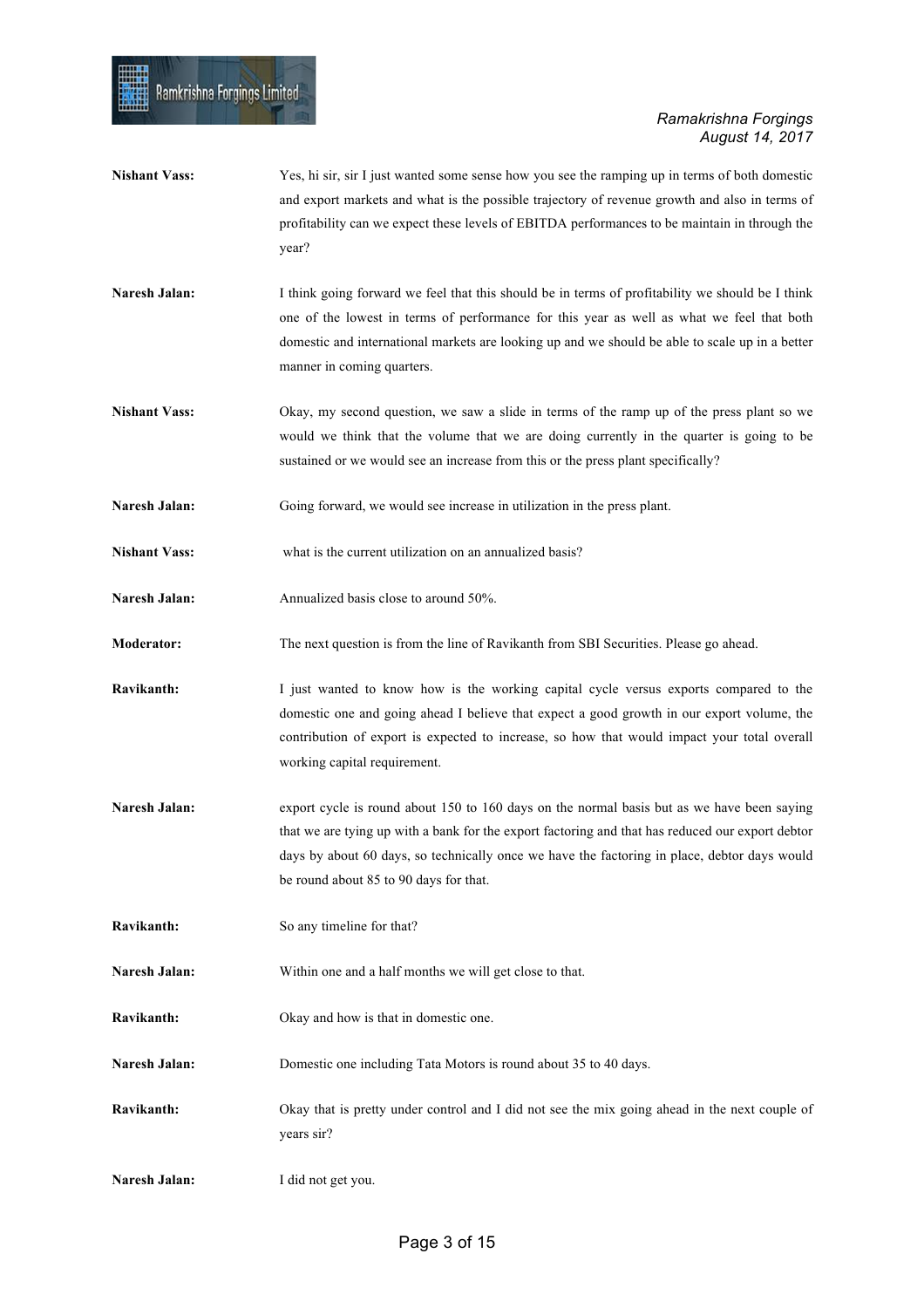**Nishant Vass:** Yes, hi sir, sir I just wanted some sense how you see the ramping up in terms of both domestic and export markets and what is the possible trajectory of revenue growth and also in terms of profitability can we expect these levels of EBITDA performances to be maintain in through the year?

**Naresh Jalan:** I think going forward we feel that this should be in terms of profitability we should be I think one of the lowest in terms of performance for this year as well as what we feel that both domestic and international markets are looking up and we should be able to scale up in a better manner in coming quarters.

**Nishant Vass:** Okay, my second question, we saw a slide in terms of the ramp up of the press plant so we would we think that the volume that we are doing currently in the quarter is going to be sustained or we would see an increase from this or the press plant specifically?

**Naresh Jalan:** Going forward, we would see increase in utilization in the press plant.

**Nishant Vass:** what is the current utilization on an annualized basis?

**Naresh Jalan:** Annualized basis close to around 50%.

**Moderator:** The next question is from the line of Ravikanth from SBI Securities. Please go ahead.

**Ravikanth:** I just wanted to know how is the working capital cycle versus exports compared to the domestic one and going ahead I believe that expect a good growth in our export volume, the contribution of export is expected to increase, so how that would impact your total overall working capital requirement.

**Naresh Jalan:** export cycle is round about 150 to 160 days on the normal basis but as we have been saying that we are tying up with a bank for the export factoring and that has reduced our export debtor days by about 60 days, so technically once we have the factoring in place, debtor days would be round about 85 to 90 days for that.

**Ravikanth:** So any timeline for that?

**Naresh Jalan:** Within one and a half months we will get close to that.

**Ravikanth:** Okay and how is that in domestic one.

**Naresh Jalan:** Domestic one including Tata Motors is round about 35 to 40 days.

**Ravikanth:** Okay that is pretty under control and I did not see the mix going ahead in the next couple of years sir?

**Naresh Jalan:** I did not get you.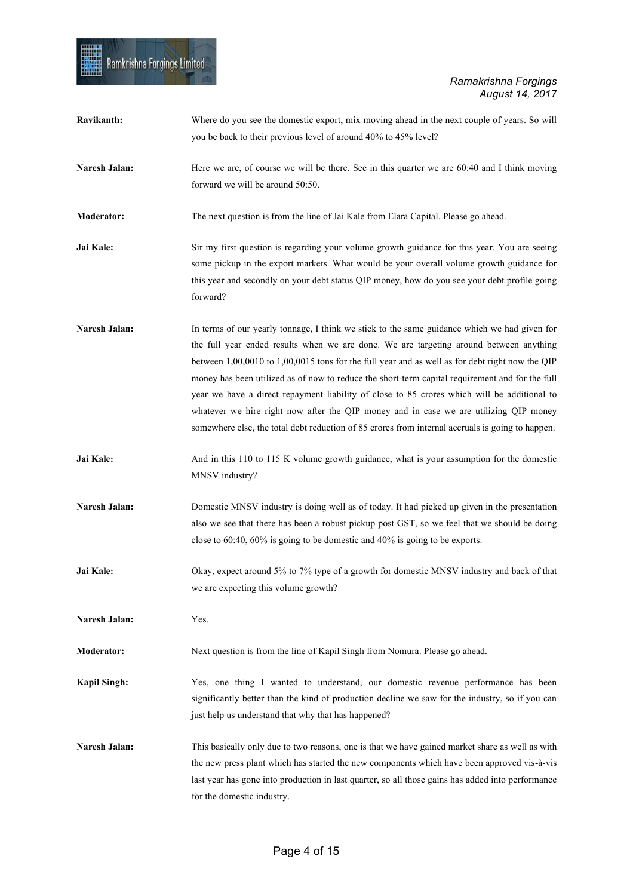**Ravikanth:** Where do you see the domestic export, mix moving ahead in the next couple of years. So will you be back to their previous level of around 40% to 45% level?

**Naresh Jalan:** Here we are, of course we will be there. See in this quarter we are 60:40 and I think moving forward we will be around 50:50.

**Moderator:** The next question is from the line of Jai Kale from Elara Capital. Please go ahead.

**Jai Kale:** Sir my first question is regarding your volume growth guidance for this year. You are seeing some pickup in the export markets. What would be your overall volume growth guidance for this year and secondly on your debt status QIP money, how do you see your debt profile going forward?

**Naresh Jalan:** In terms of our yearly tonnage, I think we stick to the same guidance which we had given for the full year ended results when we are done. We are targeting around between anything between 1,00,0010 to 1,00,0015 tons for the full year and as well as for debt right now the QIP money has been utilized as of now to reduce the short-term capital requirement and for the full year we have a direct repayment liability of close to 85 crores which will be additional to whatever we hire right now after the QIP money and in case we are utilizing QIP money somewhere else, the total debt reduction of 85 crores from internal accruals is going to happen.

**Jai Kale:** And in this 110 to 115 K volume growth guidance, what is your assumption for the domestic MNSV industry?

**Naresh Jalan:** Domestic MNSV industry is doing well as of today. It had picked up given in the presentation also we see that there has been a robust pickup post GST, so we feel that we should be doing close to 60:40, 60% is going to be domestic and 40% is going to be exports.

**Jai Kale:** Okay, expect around 5% to 7% type of a growth for domestic MNSV industry and back of that we are expecting this volume growth?

**Naresh Jalan:** Yes.

**Moderator:** Next question is from the line of Kapil Singh from Nomura. Please go ahead.

**Kapil Singh:** Yes, one thing I wanted to understand, our domestic revenue performance has been significantly better than the kind of production decline we saw for the industry, so if you can just help us understand that why that has happened?

**Naresh Jalan:** This basically only due to two reasons, one is that we have gained market share as well as with the new press plant which has started the new components which have been approved vis-à-vis last year has gone into production in last quarter, so all those gains has added into performance for the domestic industry.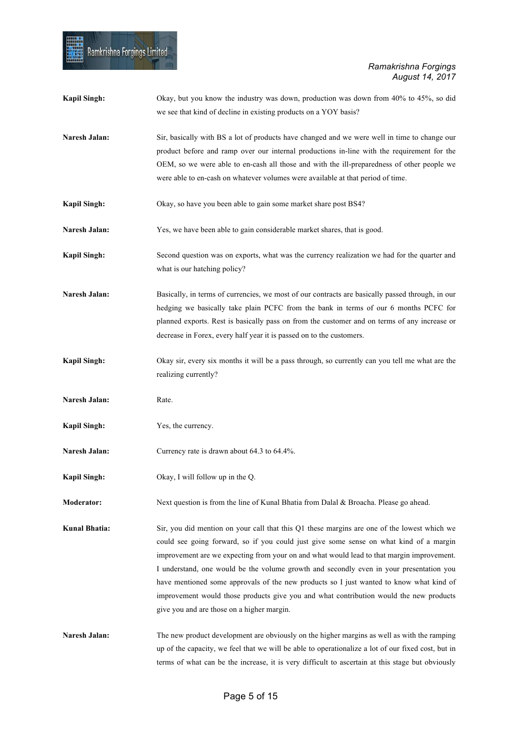**Kapil Singh:** Okay, but you know the industry was down, production was down from 40% to 45%, so did we see that kind of decline in existing products on a YOY basis?

**Naresh Jalan:** Sir, basically with BS a lot of products have changed and we were well in time to change our product before and ramp over our internal productions in-line with the requirement for the OEM, so we were able to en-cash all those and with the ill-preparedness of other people we were able to en-cash on whatever volumes were available at that period of time.

**Kapil Singh:** Okay, so have you been able to gain some market share post BS4?

**Naresh Jalan:** Yes, we have been able to gain considerable market shares, that is good.

**Kapil Singh:** Second question was on exports, what was the currency realization we had for the quarter and what is our hatching policy?

**Naresh Jalan:** Basically, in terms of currencies, we most of our contracts are basically passed through, in our hedging we basically take plain PCFC from the bank in terms of our 6 months PCFC for planned exports. Rest is basically pass on from the customer and on terms of any increase or decrease in Forex, every half year it is passed on to the customers.

**Kapil Singh:** Okay sir, every six months it will be a pass through, so currently can you tell me what are the realizing currently?

**Naresh Jalan:** Rate.

**Kapil Singh:** Yes, the currency.

**Naresh Jalan:** Currency rate is drawn about 64.3 to 64.4%.

**Kapil Singh:** Okay, I will follow up in the Q.

**Moderator:** Next question is from the line of Kunal Bhatia from Dalal & Broacha. Please go ahead.

**Kunal Bhatia:** Sir, you did mention on your call that this Q1 these margins are one of the lowest which we could see going forward, so if you could just give some sense on what kind of a margin improvement are we expecting from your on and what would lead to that margin improvement. I understand, one would be the volume growth and secondly even in your presentation you have mentioned some approvals of the new products so I just wanted to know what kind of improvement would those products give you and what contribution would the new products give you and are those on a higher margin.

**Naresh Jalan:** The new product development are obviously on the higher margins as well as with the ramping up of the capacity, we feel that we will be able to operationalize a lot of our fixed cost, but in terms of what can be the increase, it is very difficult to ascertain at this stage but obviously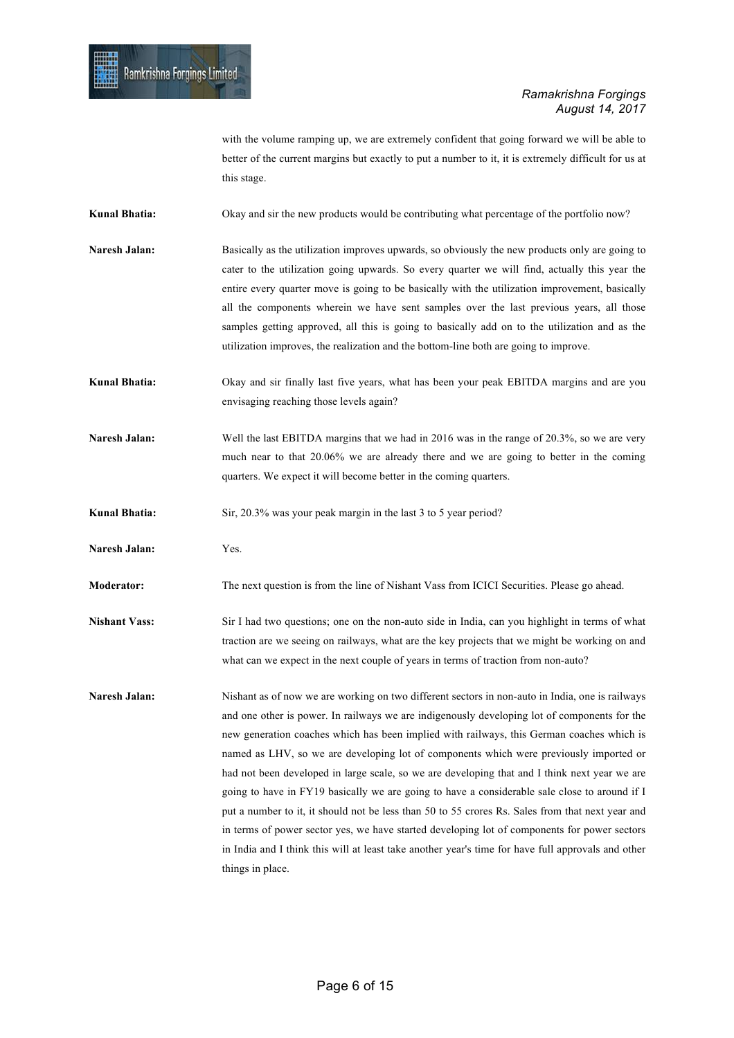with the volume ramping up, we are extremely confident that going forward we will be able to better of the current margins but exactly to put a number to it, it is extremely difficult for us at this stage.

**Kunal Bhatia:** Okay and sir the new products would be contributing what percentage of the portfolio now?

**Naresh Jalan:** Basically as the utilization improves upwards, so obviously the new products only are going to cater to the utilization going upwards. So every quarter we will find, actually this year the entire every quarter move is going to be basically with the utilization improvement, basically all the components wherein we have sent samples over the last previous years, all those samples getting approved, all this is going to basically add on to the utilization and as the utilization improves, the realization and the bottom-line both are going to improve.

**Kunal Bhatia:** Okay and sir finally last five years, what has been your peak EBITDA margins and are you envisaging reaching those levels again?

**Naresh Jalan:** Well the last EBITDA margins that we had in 2016 was in the range of 20.3%, so we are very much near to that 20.06% we are already there and we are going to better in the coming quarters. We expect it will become better in the coming quarters.

**Kunal Bhatia:** Sir, 20.3% was your peak margin in the last 3 to 5 year period?

**Naresh Jalan:** Yes.

**Moderator:** The next question is from the line of Nishant Vass from ICICI Securities. Please go ahead.

**Nishant Vass:** Sir I had two questions; one on the non-auto side in India, can you highlight in terms of what traction are we seeing on railways, what are the key projects that we might be working on and what can we expect in the next couple of years in terms of traction from non-auto?

**Naresh Jalan:** Nishant as of now we are working on two different sectors in non-auto in India, one is railways and one other is power. In railways we are indigenously developing lot of components for the new generation coaches which has been implied with railways, this German coaches which is named as LHV, so we are developing lot of components which were previously imported or had not been developed in large scale, so we are developing that and I think next year we are going to have in FY19 basically we are going to have a considerable sale close to around if I put a number to it, it should not be less than 50 to 55 crores Rs. Sales from that next year and in terms of power sector yes, we have started developing lot of components for power sectors in India and I think this will at least take another year's time for have full approvals and other things in place.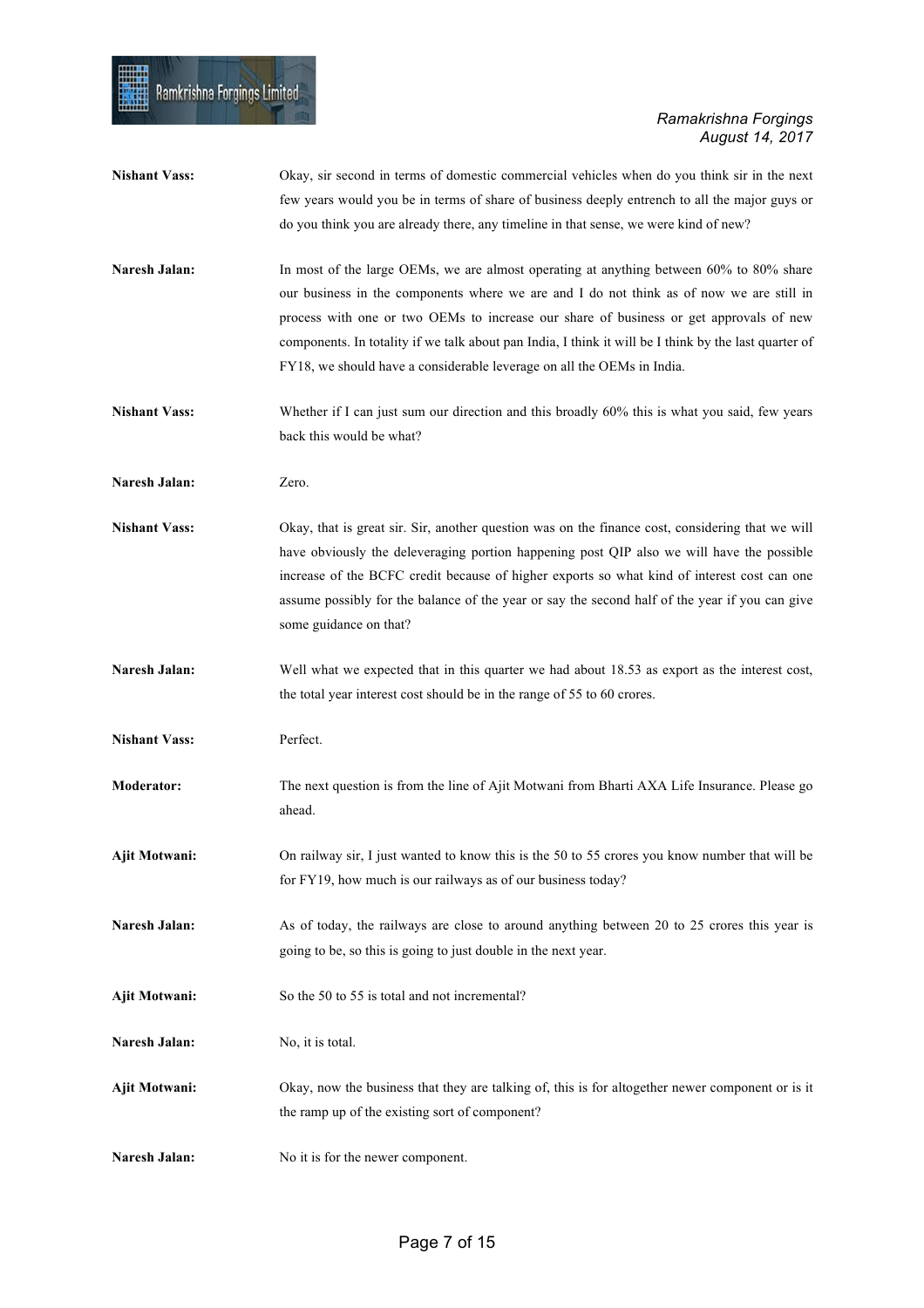**Nishant Vass:** Okay, sir second in terms of domestic commercial vehicles when do you think sir in the next few years would you be in terms of share of business deeply entrench to all the major guys or do you think you are already there, any timeline in that sense, we were kind of new?

**Naresh Jalan:** In most of the large OEMs, we are almost operating at anything between 60% to 80% share our business in the components where we are and I do not think as of now we are still in process with one or two OEMs to increase our share of business or get approvals of new components. In totality if we talk about pan India, I think it will be I think by the last quarter of FY18, we should have a considerable leverage on all the OEMs in India.

**Nishant Vass:** Whether if I can just sum our direction and this broadly 60% this is what you said, few years back this would be what?

**Naresh Jalan:** Zero.

**Nishant Vass:** Okay, that is great sir. Sir, another question was on the finance cost, considering that we will have obviously the deleveraging portion happening post QIP also we will have the possible increase of the BCFC credit because of higher exports so what kind of interest cost can one assume possibly for the balance of the year or say the second half of the year if you can give some guidance on that?

**Naresh Jalan:** Well what we expected that in this quarter we had about 18.53 as export as the interest cost, the total year interest cost should be in the range of 55 to 60 crores.

**Nishant Vass:** Perfect.

**Moderator:** The next question is from the line of Ajit Motwani from Bharti AXA Life Insurance. Please go ahead.

**Ajit Motwani:** On railway sir, I just wanted to know this is the 50 to 55 crores you know number that will be for FY19, how much is our railways as of our business today?

**Naresh Jalan:** As of today, the railways are close to around anything between 20 to 25 crores this year is going to be, so this is going to just double in the next year.

**Ajit Motwani:** So the 50 to 55 is total and not incremental?

**Naresh Jalan:** No, it is total.

**Ajit Motwani:** Okay, now the business that they are talking of, this is for altogether newer component or is it the ramp up of the existing sort of component?

**Naresh Jalan:** No it is for the newer component.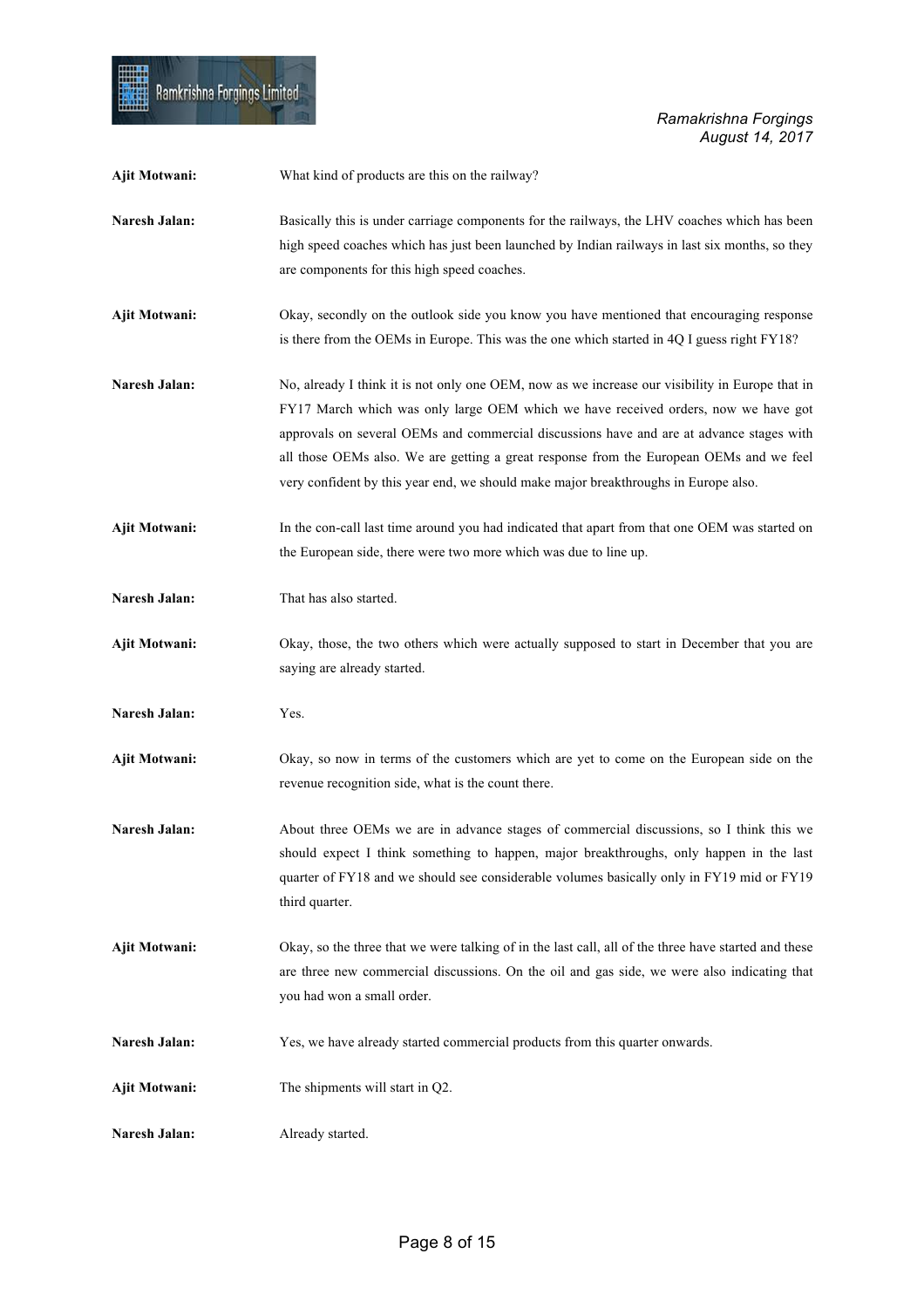**Ajit Motwani:** What kind of products are this on the railway?

**Naresh Jalan:** Basically this is under carriage components for the railways, the LHV coaches which has been high speed coaches which has just been launched by Indian railways in last six months, so they are components for this high speed coaches.

**Ajit Motwani:** Okay, secondly on the outlook side you know you have mentioned that encouraging response is there from the OEMs in Europe. This was the one which started in 4Q I guess right FY18?

**Naresh Jalan:** No, already I think it is not only one OEM, now as we increase our visibility in Europe that in FY17 March which was only large OEM which we have received orders, now we have got approvals on several OEMs and commercial discussions have and are at advance stages with all those OEMs also. We are getting a great response from the European OEMs and we feel very confident by this year end, we should make major breakthroughs in Europe also.

**Ajit Motwani:** In the con-call last time around you had indicated that apart from that one OEM was started on the European side, there were two more which was due to line up.

**Naresh Jalan:** That has also started.

**Ajit Motwani:** Okay, those, the two others which were actually supposed to start in December that you are saying are already started.

**Naresh Jalan:** Yes.

**Ajit Motwani:** Okay, so now in terms of the customers which are yet to come on the European side on the revenue recognition side, what is the count there.

**Naresh Jalan:** About three OEMs we are in advance stages of commercial discussions, so I think this we should expect I think something to happen, major breakthroughs, only happen in the last quarter of FY18 and we should see considerable volumes basically only in FY19 mid or FY19 third quarter.

**Ajit Motwani:** Okay, so the three that we were talking of in the last call, all of the three have started and these are three new commercial discussions. On the oil and gas side, we were also indicating that you had won a small order.

**Naresh Jalan:** Yes, we have already started commercial products from this quarter onwards.

**Ajit Motwani:** The shipments will start in Q2.

**Naresh Jalan:** Already started.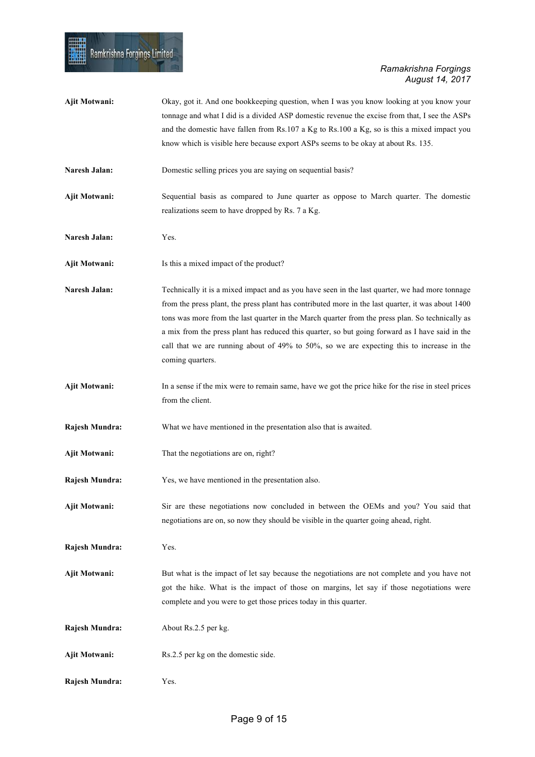**Ajit Motwani:** Okay, got it. And one bookkeeping question, when I was you know looking at you know your tonnage and what I did is a divided ASP domestic revenue the excise from that, I see the ASPs and the domestic have fallen from Rs.107 a Kg to Rs.100 a Kg, so is this a mixed impact you know which is visible here because export ASPs seems to be okay at about Rs. 135.

**Naresh Jalan:** Domestic selling prices you are saying on sequential basis?

**Ajit Motwani:** Sequential basis as compared to June quarter as oppose to March quarter. The domestic realizations seem to have dropped by Rs. 7 a Kg.

**Naresh Jalan:** Yes.

**Ajit Motwani:** Is this a mixed impact of the product?

**Naresh Jalan:** Technically it is a mixed impact and as you have seen in the last quarter, we had more tonnage from the press plant, the press plant has contributed more in the last quarter, it was about 1400 tons was more from the last quarter in the March quarter from the press plan. So technically as a mix from the press plant has reduced this quarter, so but going forward as I have said in the call that we are running about of 49% to 50%, so we are expecting this to increase in the coming quarters.

**Ajit Motwani:** In a sense if the mix were to remain same, have we got the price hike for the rise in steel prices from the client.

**Rajesh Mundra:** What we have mentioned in the presentation also that is awaited.

**Ajit Motwani:** That the negotiations are on, right?

**Rajesh Mundra:** Yes, we have mentioned in the presentation also.

**Ajit Motwani:** Sir are these negotiations now concluded in between the OEMs and you? You said that negotiations are on, so now they should be visible in the quarter going ahead, right.

**Rajesh Mundra:** Yes.

**Ajit Motwani:** But what is the impact of let say because the negotiations are not complete and you have not got the hike. What is the impact of those on margins, let say if those negotiations were complete and you were to get those prices today in this quarter.

**Rajesh Mundra:** About Rs.2.5 per kg.

**Ajit Motwani:** Rs.2.5 per kg on the domestic side.

**Rajesh Mundra:** Yes.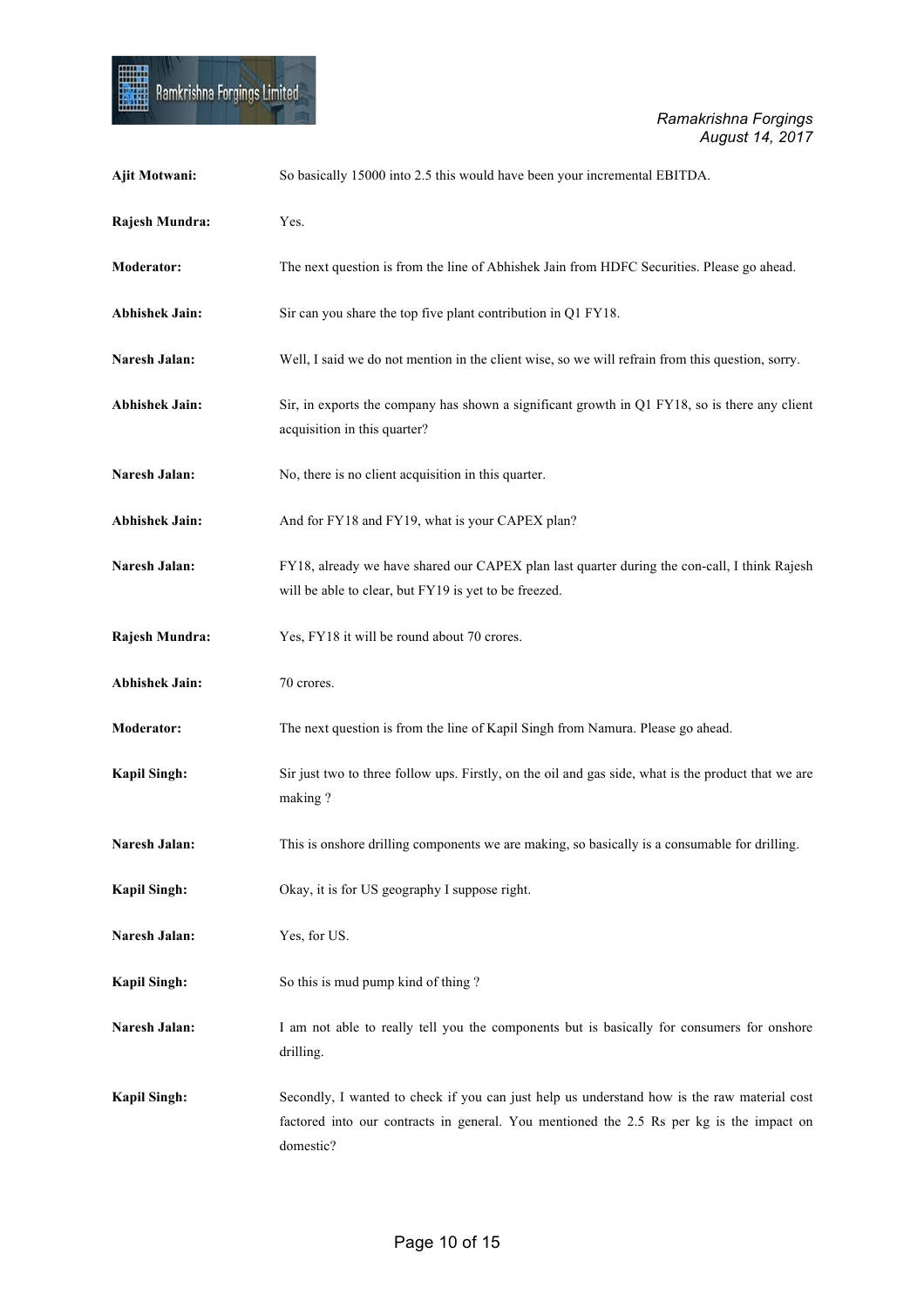**Ajit Motwani:** So basically 15000 into 2.5 this would have been your incremental EBITDA.

**Rajesh Mundra:** Yes.

**Moderator:** The next question is from the line of Abhishek Jain from HDFC Securities. Please go ahead.

**Abhishek Jain:** Sir can you share the top five plant contribution in Q1 FY18.

**Naresh Jalan:** Well, I said we do not mention in the client wise, so we will refrain from this question, sorry.

**Abhishek Jain:** Sir, in exports the company has shown a significant growth in Q1 FY18, so is there any client acquisition in this quarter?

**Naresh Jalan:** No, there is no client acquisition in this quarter.

**Abhishek Jain:** And for FY18 and FY19, what is your CAPEX plan?

**Naresh Jalan:** FY18, already we have shared our CAPEX plan last quarter during the con-call, I think Rajesh will be able to clear, but FY19 is yet to be freezed.

**Rajesh Mundra:** Yes, FY18 it will be round about 70 crores.

**Abhishek Jain:** 70 crores.

**Moderator:** The next question is from the line of Kapil Singh from Namura. Please go ahead.

**Kapil Singh:** Sir just two to three follow ups. Firstly, on the oil and gas side, what is the product that we are making ?

**Naresh Jalan:** This is onshore drilling components we are making, so basically is a consumable for drilling.

**Kapil Singh:** Okay, it is for US geography I suppose right.

**Naresh Jalan:** Yes, for US.

**Kapil Singh:** So this is mud pump kind of thing ?

**Naresh Jalan:** I am not able to really tell you the components but is basically for consumers for onshore drilling.

**Kapil Singh:** Secondly, I wanted to check if you can just help us understand how is the raw material cost factored into our contracts in general. You mentioned the 2.5 Rs per kg is the impact on domestic?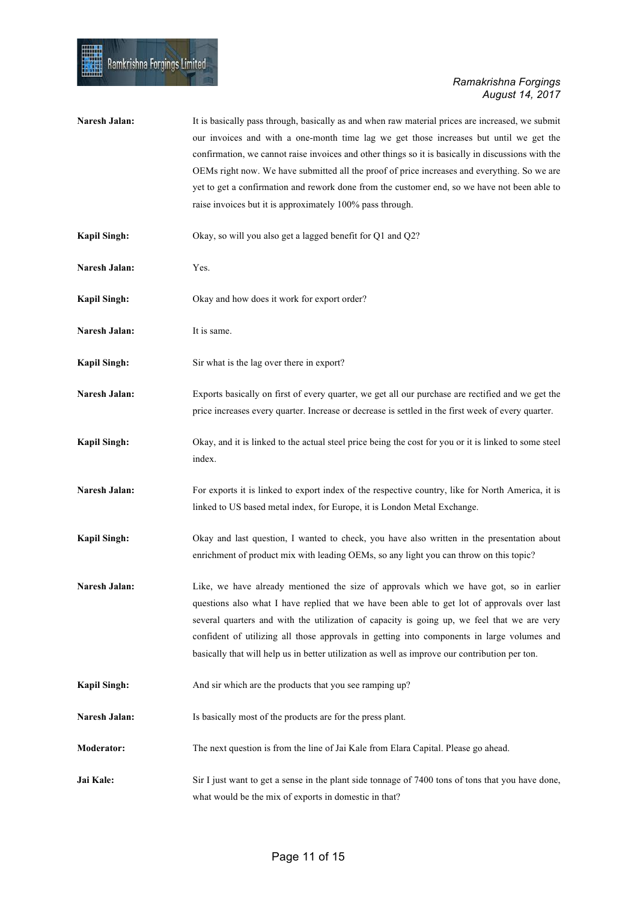**Naresh Jalan:** It is basically pass through, basically as and when raw material prices are increased, we submit our invoices and with a one-month time lag we get those increases but until we get the confirmation, we cannot raise invoices and other things so it is basically in discussions with the OEMs right now. We have submitted all the proof of price increases and everything. So we are yet to get a confirmation and rework done from the customer end, so we have not been able to raise invoices but it is approximately 100% pass through.

**Kapil Singh:** Okay, so will you also get a lagged benefit for Q1 and Q2?

**Naresh Jalan:** Yes.

**Kapil Singh:** Okay and how does it work for export order?

**Naresh Jalan:** It is same.

**Kapil Singh:** Sir what is the lag over there in export?

**Naresh Jalan:** Exports basically on first of every quarter, we get all our purchase are rectified and we get the price increases every quarter. Increase or decrease is settled in the first week of every quarter.

**Kapil Singh:** Okay, and it is linked to the actual steel price being the cost for you or it is linked to some steel index.

**Naresh Jalan:** For exports it is linked to export index of the respective country, like for North America, it is linked to US based metal index, for Europe, it is London Metal Exchange.

**Kapil Singh:** Okay and last question, I wanted to check, you have also written in the presentation about enrichment of product mix with leading OEMs, so any light you can throw on this topic?

**Naresh Jalan:** Like, we have already mentioned the size of approvals which we have got, so in earlier questions also what I have replied that we have been able to get lot of approvals over last several quarters and with the utilization of capacity is going up, we feel that we are very confident of utilizing all those approvals in getting into components in large volumes and basically that will help us in better utilization as well as improve our contribution per ton.

**Kapil Singh:** And sir which are the products that you see ramping up?

**Naresh Jalan:** Is basically most of the products are for the press plant.

**Moderator:** The next question is from the line of Jai Kale from Elara Capital. Please go ahead.

**Jai Kale:** Sir I just want to get a sense in the plant side tonnage of 7400 tons of tons that you have done, what would be the mix of exports in domestic in that?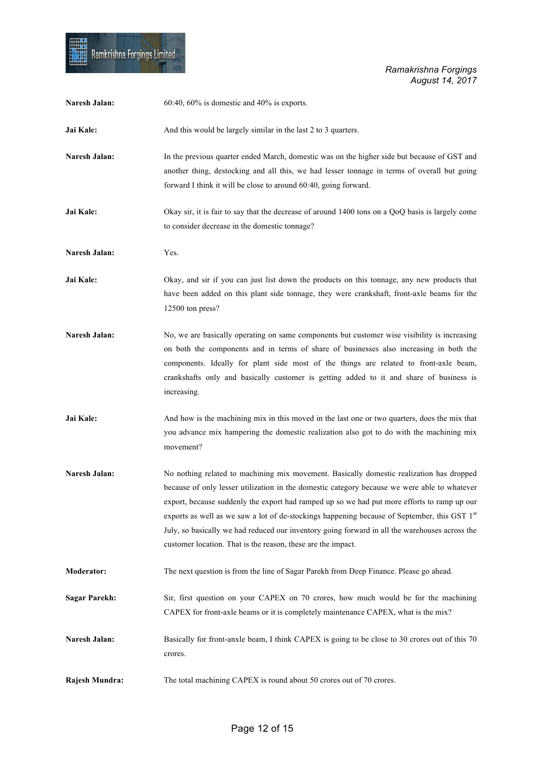**Naresh Jalan:** 60:40, 60% is domestic and 40% is exports.

**Jai Kale:** And this would be largely similar in the last 2 to 3 quarters.

**Naresh Jalan:** In the previous quarter ended March, domestic was on the higher side but because of GST and another thing, destocking and all this, we had lesser tonnage in terms of overall but going forward I think it will be close to around 60:40, going forward.

**Jai Kale:** Okay sir, it is fair to say that the decrease of around 1400 tons on a QoQ basis is largely come to consider decrease in the domestic tonnage?

**Naresh Jalan:** Yes.

**Jai Kale:** Okay, and sir if you can just list down the products on this tonnage, any new products that have been added on this plant side tonnage, they were crankshaft, front-axle beams for the 12500 ton press?

**Naresh Jalan:** No, we are basically operating on same components but customer wise visibility is increasing on both the components and in terms of share of businesses also increasing in both the components. Ideally for plant side most of the things are related to front-axle beam, crankshafts only and basically customer is getting added to it and share of business is increasing.

**Jai Kale:** And how is the machining mix in this moved in the last one or two quarters, does the mix that you advance mix hampering the domestic realization also got to do with the machining mix movement?

**Naresh Jalan:** No nothing related to machining mix movement. Basically domestic realization has dropped because of only lesser utilization in the domestic category because we were able to whatever export, because suddenly the export had ramped up so we had put more efforts to ramp up our exports as well as we saw a lot of de-stockings happening because of September, this GST 1st July, so basically we had reduced our inventory going forward in all the warehouses across the customer location. That is the reason, these are the impact.

**Moderator:** The next question is from the line of Sagar Parekh from Deep Finance. Please go ahead.

**Sagar Parekh:** Sir, first question on your CAPEX on 70 crores, how much would be for the machining CAPEX for front-axle beams or it is completely maintenance CAPEX, what is the mix?

**Naresh Jalan:** Basically for front-anxle beam, I think CAPEX is going to be close to 30 crores out of this 70 crores.

**Rajesh Mundra:** The total machining CAPEX is round about 50 crores out of 70 crores.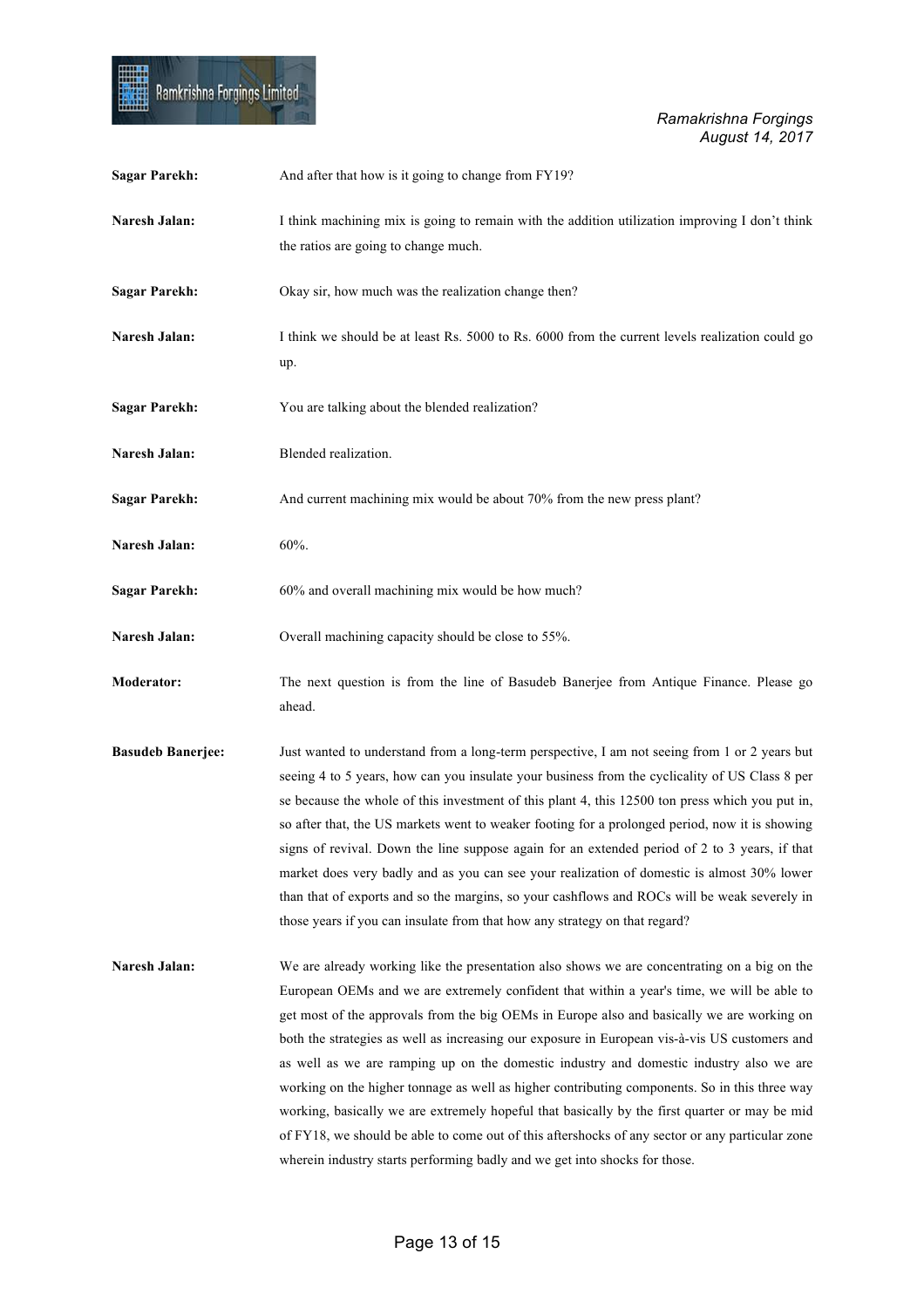**Sagar Parekh:** And after that how is it going to change from FY19?

**Naresh Jalan:** I think machining mix is going to remain with the addition utilization improving I don't think the ratios are going to change much.

**Sagar Parekh:** Okay sir, how much was the realization change then?

**Naresh Jalan:** I think we should be at least Rs. 5000 to Rs. 6000 from the current levels realization could go up.

**Sagar Parekh:** You are talking about the blended realization?

**Naresh Jalan:** Blended realization.

**Sagar Parekh:** And current machining mix would be about 70% from the new press plant?

**Naresh Jalan:** 60%.

**Sagar Parekh:** 60% and overall machining mix would be how much?

**Naresh Jalan:** Overall machining capacity should be close to 55%.

**Moderator:** The next question is from the line of Basudeb Banerjee from Antique Finance. Please go ahead.

**Basudeb Banerjee:** Just wanted to understand from a long-term perspective, I am not seeing from 1 or 2 years but seeing 4 to 5 years, how can you insulate your business from the cyclicality of US Class 8 per se because the whole of this investment of this plant 4, this 12500 ton press which you put in, so after that, the US markets went to weaker footing for a prolonged period, now it is showing signs of revival. Down the line suppose again for an extended period of 2 to 3 years, if that market does very badly and as you can see your realization of domestic is almost 30% lower than that of exports and so the margins, so your cashflows and ROCs will be weak severely in those years if you can insulate from that how any strategy on that regard?

**Naresh Jalan:** We are already working like the presentation also shows we are concentrating on a big on the European OEMs and we are extremely confident that within a year's time, we will be able to get most of the approvals from the big OEMs in Europe also and basically we are working on both the strategies as well as increasing our exposure in European vis-à-vis US customers and as well as we are ramping up on the domestic industry and domestic industry also we are working on the higher tonnage as well as higher contributing components. So in this three way working, basically we are extremely hopeful that basically by the first quarter or may be mid of FY18, we should be able to come out of this aftershocks of any sector or any particular zone wherein industry starts performing badly and we get into shocks for those.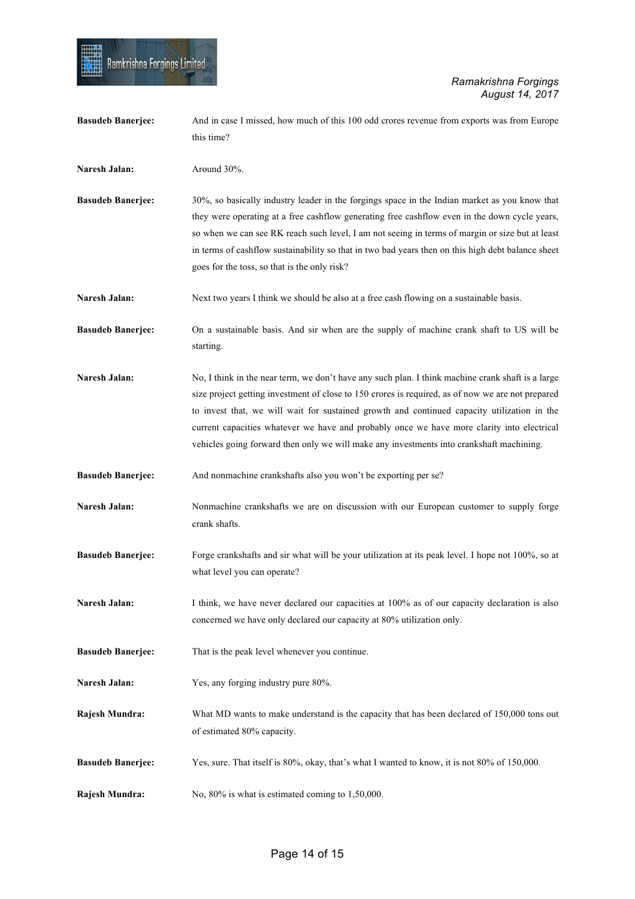**Basudeb Banerjee:** And in case I missed, how much of this 100 odd crores revenue from exports was from Europe this time?

**Naresh Jalan:** Around 30%.

**Basudeb Banerjee:** 30%, so basically industry leader in the forgings space in the Indian market as you know that they were operating at a free cashflow generating free cashflow even in the down cycle years, so when we can see RK reach such level, I am not seeing in terms of margin or size but at least in terms of cashflow sustainability so that in two bad years then on this high debt balance sheet goes for the toss, so that is the only risk?

**Naresh Jalan:** Next two years I think we should be also at a free cash flowing on a sustainable basis.

**Basudeb Banerjee:** On a sustainable basis. And sir when are the supply of machine crank shaft to US will be starting.

**Naresh Jalan:** No, I think in the near term, we don't have any such plan. I think machine crank shaft is a large size project getting investment of close to 150 crores is required, as of now we are not prepared to invest that, we will wait for sustained growth and continued capacity utilization in the current capacities whatever we have and probably once we have more clarity into electrical vehicles going forward then only we will make any investments into crankshaft machining.

**Basudeb Banerjee:** And nonmachine crankshafts also you won't be exporting per se?

**Naresh Jalan:** Nonmachine crankshafts we are on discussion with our European customer to supply forge crank shafts.

**Basudeb Banerjee:** Forge crankshafts and sir what will be your utilization at its peak level. I hope not 100%, so at what level you can operate?

**Naresh Jalan:** I think, we have never declared our capacities at 100% as of our capacity declaration is also concerned we have only declared our capacity at 80% utilization only.

**Basudeb Banerjee:** That is the peak level whenever you continue.

**Naresh Jalan:** Yes, any forging industry pure 80%.

**Rajesh Mundra:** What MD wants to make understand is the capacity that has been declared of 150,000 tons out of estimated 80% capacity.

**Basudeb Banerjee:** Yes, sure. That itself is 80%, okay, that's what I wanted to know, it is not 80% of 150,000.

**Rajesh Mundra:** No, 80% is what is estimated coming to 1,50,000.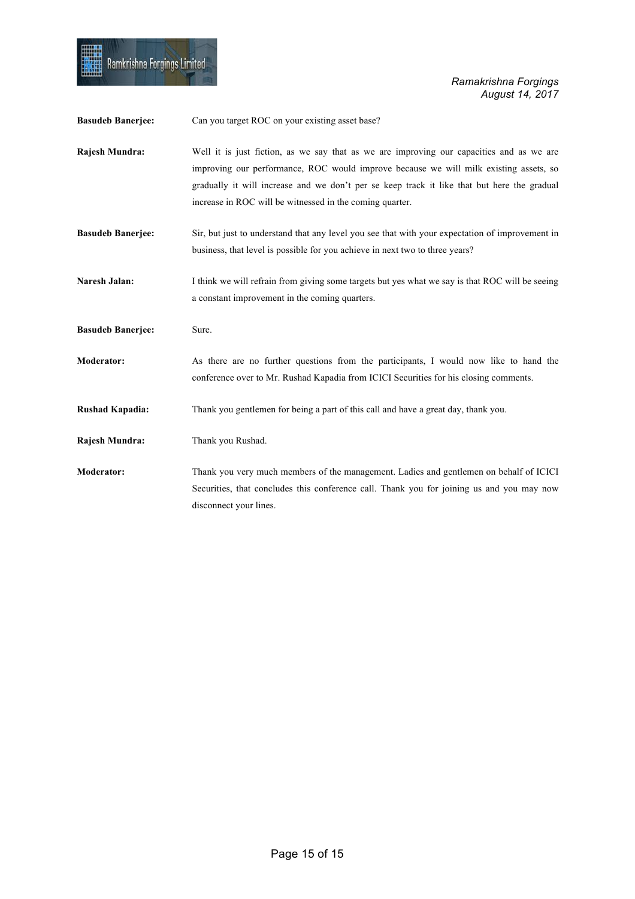**Basudeb Banerjee:** Can you target ROC on your existing asset base?

**Rajesh Mundra:** Well it is just fiction, as we say that as we are improving our capacities and as we are improving our performance, ROC would improve because we will milk existing assets, so gradually it will increase and we don't per se keep track it like that but here the gradual increase in ROC will be witnessed in the coming quarter.

**Basudeb Banerjee:** Sir, but just to understand that any level you see that with your expectation of improvement in business, that level is possible for you achieve in next two to three years?

**Naresh Jalan:** I think we will refrain from giving some targets but yes what we say is that ROC will be seeing a constant improvement in the coming quarters.

**Basudeb Banerjee:** Sure.

**Moderator:** As there are no further questions from the participants, I would now like to hand the conference over to Mr. Rushad Kapadia from ICICI Securities for his closing comments.

**Rushad Kapadia:** Thank you gentlemen for being a part of this call and have a great day, thank you.

**Rajesh Mundra:** Thank you Rushad.

**Moderator:** Thank you very much members of the management. Ladies and gentlemen on behalf of ICICI Securities, that concludes this conference call. Thank you for joining us and you may now disconnect your lines.